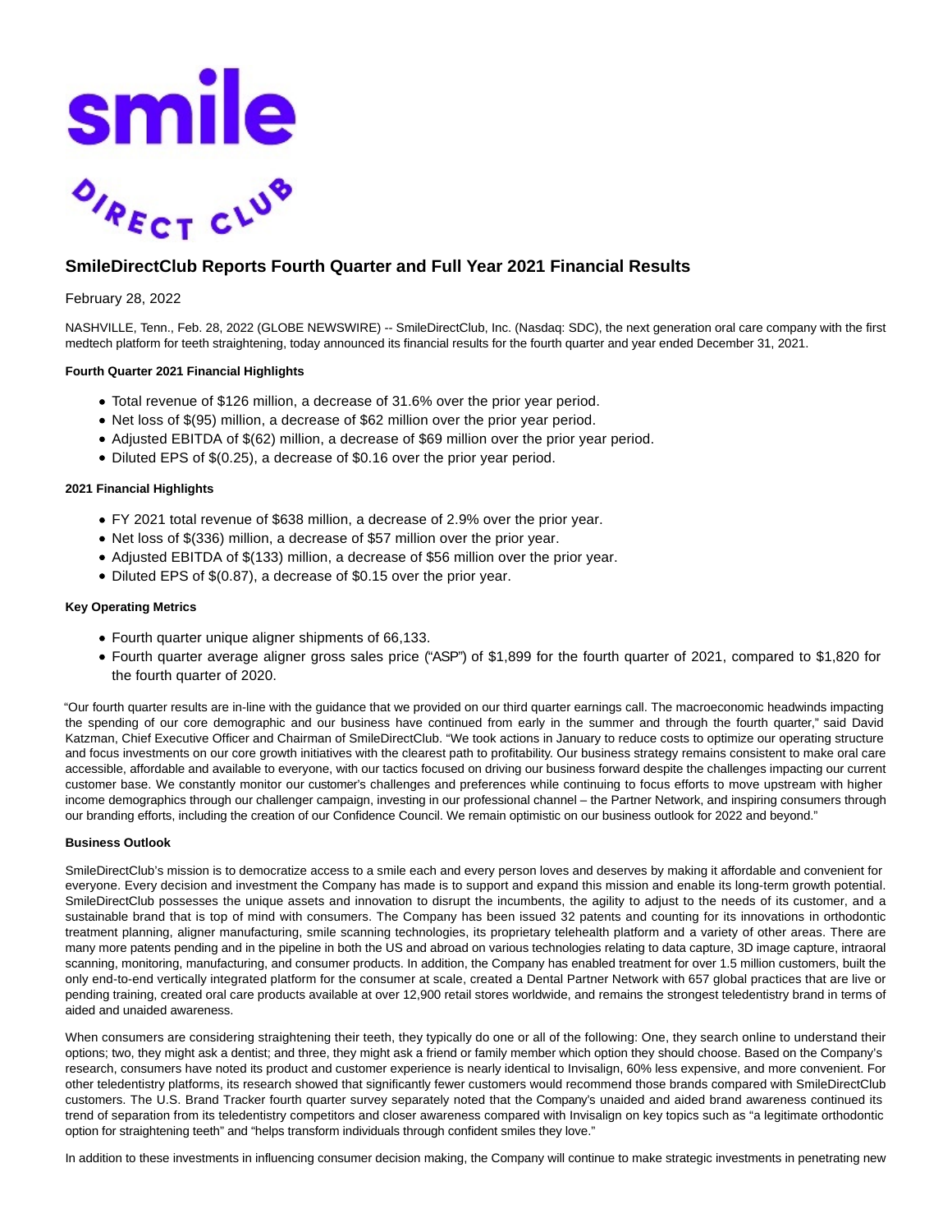# SmileDirectClub Reports Fourth Quarter and Full Year 2021 Financial Results

February 28, 2022

NASHVILLE, Tenn., Feb. 28, 2022 (GLOBE NEWSWIRE) -- SmileDirectClub, Inc. (Nasdaq: SDC), the next generation oral care company with the first medtech platform for teeth straightening, today announced its financial results for the fourth quarter and year ended December 31, 2021.

**Fourth Quarter 2021 Financial Highlights**

- Total revenue of $126 million, a decrease of 31.6% over the prior year period.
- Net loss of $(95) million, a decrease of $62 million over the prior year period.
- Adjusted EBITDA of $(62) million, a decrease of $69 million over the prior year period.
- Diluted EPS of $(0.25), a decrease of $0.16 over the prior year period.

**2021 Financial Highlights**

- FY 2021 total revenue of $638 million, a decrease of 2.9% over the prior year.
- Net loss of $(336) million, a decrease of $57 million over the prior year.
- Adjusted EBITDA of $(133) million, a decrease of $56 million over the prior year.
- Diluted EPS of $(0.87), a decrease of $0.15 over the prior year.

**Key Operating Metrics**

- Fourth quarter unique aligner shipments of 66,133.
- Fourth quarter average aligner gross sales price ("ASP") of $1,899 for the fourth quarter of 2021, compared to $1,820 for the fourth quarter of 2020.

"Our fourth quarter results are in-line with the guidance that we provided on our third quarter earnings call. The macroeconomic headwinds impacting the spending of our core demographic and our business have continued from early in the summer and through the fourth quarter," said David Katzman, Chief Executive Officer and Chairman of SmileDirectClub. "We took actions in January to reduce costs to optimize our operating structure and focus investments on our core growth initiatives with the clearest path to profitability. Our business strategy remains consistent to make oral care accessible, affordable and available to everyone, with our tactics focused on driving our business forward despite the challenges impacting our current customer base. We constantly monitor our customer's challenges and preferences while continuing to focus efforts to move upstream with higher income demographics through our challenger campaign, investing in our professional channel – the Partner Network, and inspiring consumers through our branding efforts, including the creation of our Confidence Council. We remain optimistic on our business outlook for 2022 and beyond."

**Business Outlook**

SmileDirectClub's mission is to democratize access to a smile each and every person loves and deserves by making it affordable and convenient for everyone. Every decision and investment the Company has made is to support and expand this mission and enable its long-term growth potential. SmileDirectClub possesses the unique assets and innovation to disrupt the incumbents, the agility to adjust to the needs of its customer, and a sustainable brand that is top of mind with consumers. The Company has been issued 32 patents and counting for its innovations in orthodontic treatment planning, aligner manufacturing, smile scanning technologies, its proprietary telehealth platform and a variety of other areas. There are many more patents pending and in the pipeline in both the US and abroad on various technologies relating to data capture, 3D image capture, intraoral scanning, monitoring, manufacturing, and consumer products. In addition, the Company has enabled treatment for over 1.5 million customers, built the only end-to-end vertically integrated platform for the consumer at scale, created a Dental Partner Network with 657 global practices that are live or pending training, created oral care products available at over 12,900 retail stores worldwide, and remains the strongest teledentistry brand in terms of aided and unaided awareness.

When consumers are considering straightening their teeth, they typically do one or all of the following: One, they search online to understand their options; two, they might ask a dentist; and three, they might ask a friend or family member which option they should choose. Based on the Company's research, consumers have noted its product and customer experience is nearly identical to Invisalign, 60% less expensive, and more convenient. For other teledentistry platforms, its research showed that significantly fewer customers would recommend those brands compared with SmileDirectClub customers. The U.S. Brand Tracker fourth quarter survey separately noted that the Company's unaided and aided brand awareness continued its trend of separation from its teledentistry competitors and closer awareness compared with Invisalign on key topics such as "a legitimate orthodontic option for straightening teeth" and "helps transform individuals through confident smiles they love."

In addition to these investments in influencing consumer decision making, the Company will continue to make strategic investments in penetrating new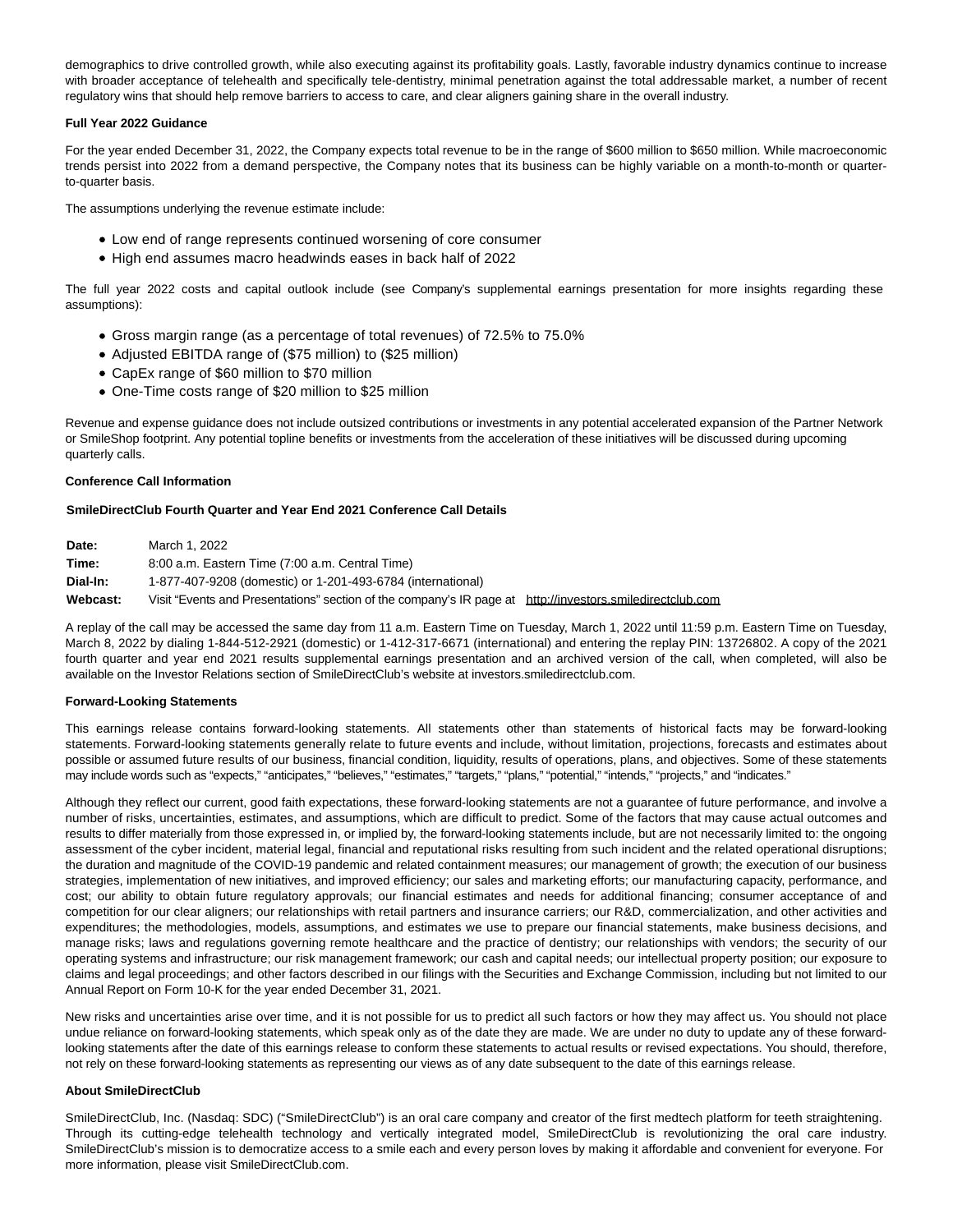demographics to drive controlled growth, while also executing against its profitability goals. Lastly, favorable industry dynamics continue to increase with broader acceptance of telehealth and specifically tele-dentistry, minimal penetration against the total addressable market, a number of recent regulatory wins that should help remove barriers to access to care, and clear aligners gaining share in the overall industry.

**Full Year 2022 Guidance**

For the year ended December 31, 2022, the Company expects total revenue to be in the range of $600 million to $650 million. While macroeconomic trends persist into 2022 from a demand perspective, the Company notes that its business can be highly variable on a month-to-month or quarter-to-quarter basis.

The assumptions underlying the revenue estimate include:

- Low end of range represents continued worsening of core consumer
- High end assumes macro headwinds eases in back half of 2022

The full year 2022 costs and capital outlook include (see Company's supplemental earnings presentation for more insights regarding these assumptions):

- Gross margin range (as a percentage of total revenues) of 72.5% to 75.0%
- Adjusted EBITDA range of ($75 million) to ($25 million)
- CapEx range of $60 million to $70 million
- One-Time costs range of $20 million to $25 million

Revenue and expense guidance does not include outsized contributions or investments in any potential accelerated expansion of the Partner Network or SmileShop footprint. Any potential topline benefits or investments from the acceleration of these initiatives will be discussed during upcoming quarterly calls.

**Conference Call Information**

**SmileDirectClub Fourth Quarter and Year End 2021 Conference Call Details**

| | |
|---|---|
| **Date:** | March 1, 2022 |
| **Time:** | 8:00 a.m. Eastern Time (7:00 a.m. Central Time) |
| **Dial-In:** | 1-877-407-9208 (domestic) or 1-201-493-6784 (international) |
| **Webcast:** | Visit "Events and Presentations" section of the company's IR page at http://investors.smiledirectclub.com |

A replay of the call may be accessed the same day from 11 a.m. Eastern Time on Tuesday, March 1, 2022 until 11:59 p.m. Eastern Time on Tuesday, March 8, 2022 by dialing 1-844-512-2921 (domestic) or 1-412-317-6671 (international) and entering the replay PIN: 13726802. A copy of the 2021 fourth quarter and year end 2021 results supplemental earnings presentation and an archived version of the call, when completed, will also be available on the Investor Relations section of SmileDirectClub's website at investors.smiledirectclub.com.

**Forward-Looking Statements**

This earnings release contains forward-looking statements. All statements other than statements of historical facts may be forward-looking statements. Forward-looking statements generally relate to future events and include, without limitation, projections, forecasts and estimates about possible or assumed future results of our business, financial condition, liquidity, results of operations, plans, and objectives. Some of these statements may include words such as "expects," "anticipates," "believes," "estimates," "targets," "plans," "potential," "intends," "projects," and "indicates."

Although they reflect our current, good faith expectations, these forward-looking statements are not a guarantee of future performance, and involve a number of risks, uncertainties, estimates, and assumptions, which are difficult to predict. Some of the factors that may cause actual outcomes and results to differ materially from those expressed in, or implied by, the forward-looking statements include, but are not necessarily limited to: the ongoing assessment of the cyber incident, material legal, financial and reputational risks resulting from such incident and the related operational disruptions; the duration and magnitude of the COVID-19 pandemic and related containment measures; our management of growth; the execution of our business strategies, implementation of new initiatives, and improved efficiency; our sales and marketing efforts; our manufacturing capacity, performance, and cost; our ability to obtain future regulatory approvals; our financial estimates and needs for additional financing; consumer acceptance of and competition for our clear aligners; our relationships with retail partners and insurance carriers; our R&D, commercialization, and other activities and expenditures; the methodologies, models, assumptions, and estimates we use to prepare our financial statements, make business decisions, and manage risks; laws and regulations governing remote healthcare and the practice of dentistry; our relationships with vendors; the security of our operating systems and infrastructure; our risk management framework; our cash and capital needs; our intellectual property position; our exposure to claims and legal proceedings; and other factors described in our filings with the Securities and Exchange Commission, including but not limited to our Annual Report on Form 10-K for the year ended December 31, 2021.

New risks and uncertainties arise over time, and it is not possible for us to predict all such factors or how they may affect us. You should not place undue reliance on forward-looking statements, which speak only as of the date they are made. We are under no duty to update any of these forward-looking statements after the date of this earnings release to conform these statements to actual results or revised expectations. You should, therefore, not rely on these forward-looking statements as representing our views as of any date subsequent to the date of this earnings release.

**About SmileDirectClub**

SmileDirectClub, Inc. (Nasdaq: SDC) ("SmileDirectClub") is an oral care company and creator of the first medtech platform for teeth straightening. Through its cutting-edge telehealth technology and vertically integrated model, SmileDirectClub is revolutionizing the oral care industry. SmileDirectClub's mission is to democratize access to a smile each and every person loves by making it affordable and convenient for everyone. For more information, please visit SmileDirectClub.com.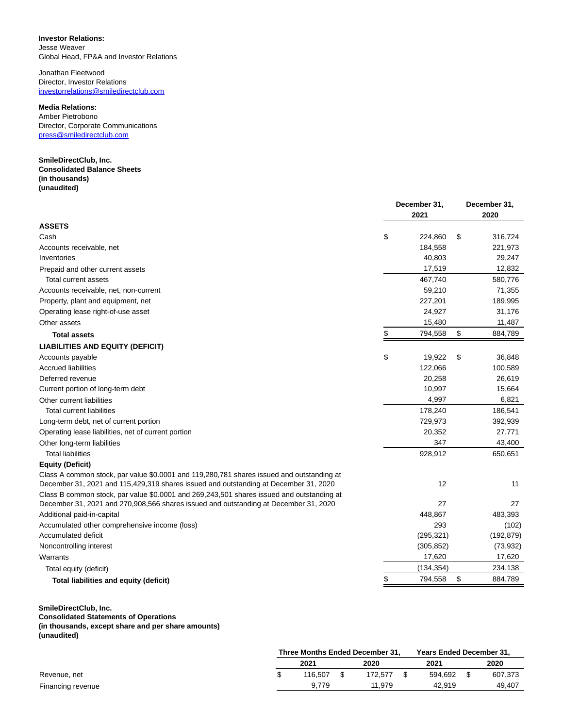**Investor Relations:**
Jesse Weaver
Global Head, FP&A and Investor Relations

Jonathan Fleetwood
Director, Investor Relations
investorrelations@smiledirectclub.com

**Media Relations:**
Amber Pietrobono
Director, Corporate Communications
press@smiledirectclub.com

**SmileDirectClub, Inc.**
**Consolidated Balance Sheets**
**(in thousands)**
**(unaudited)**

| | December 31, 2021 | December 31, 2020 |
|---|---|---|
| **ASSETS** | | |
| Cash | $ 224,860 | $ 316,724 |
| Accounts receivable, net | 184,558 | 221,973 |
| Inventories | 40,803 | 29,247 |
| Prepaid and other current assets | 17,519 | 12,832 |
| Total current assets | 467,740 | 580,776 |
| Accounts receivable, net, non-current | 59,210 | 71,355 |
| Property, plant and equipment, net | 227,201 | 189,995 |
| Operating lease right-of-use asset | 24,927 | 31,176 |
| Other assets | 15,480 | 11,487 |
| **Total assets** | $ 794,558 | $ 884,789 |
| **LIABILITIES AND EQUITY (DEFICIT)** | | |
| Accounts payable | $ 19,922 | $ 36,848 |
| Accrued liabilities | 122,066 | 100,589 |
| Deferred revenue | 20,258 | 26,619 |
| Current portion of long-term debt | 10,997 | 15,664 |
| Other current liabilities | 4,997 | 6,821 |
| Total current liabilities | 178,240 | 186,541 |
| Long-term debt, net of current portion | 729,973 | 392,939 |
| Operating lease liabilities, net of current portion | 20,352 | 27,771 |
| Other long-term liabilities | 347 | 43,400 |
| Total liabilities | 928,912 | 650,651 |
| **Equity (Deficit)** | | |
| Class A common stock, par value $0.0001 and 119,280,781 shares issued and outstanding at December 31, 2021 and 115,429,319 shares issued and outstanding at December 31, 2020 | 12 | 11 |
| Class B common stock, par value $0.0001 and 269,243,501 shares issued and outstanding at December 31, 2021 and 270,908,566 shares issued and outstanding at December 31, 2020 | 27 | 27 |
| Additional paid-in-capital | 448,867 | 483,393 |
| Accumulated other comprehensive income (loss) | 293 | (102) |
| Accumulated deficit | (295,321) | (192,879) |
| Noncontrolling interest | (305,852) | (73,932) |
| Warrants | 17,620 | 17,620 |
| Total equity (deficit) | (134,354) | 234,138 |
| **Total liabilities and equity (deficit)** | $ 794,558 | $ 884,789 |

**SmileDirectClub, Inc.**
**Consolidated Statements of Operations**
**(in thousands, except share and per share amounts)**
**(unaudited)**

| | Three Months Ended December 31, | | Years Ended December 31, | |
|---|---|---|---|---|
| | 2021 | 2020 | 2021 | 2020 |
| Revenue, net | $ 116,507 | $ 172,577 | $ 594,692 | $ 607,373 |
| Financing revenue | 9,779 | 11,979 | 42,919 | 49,407 |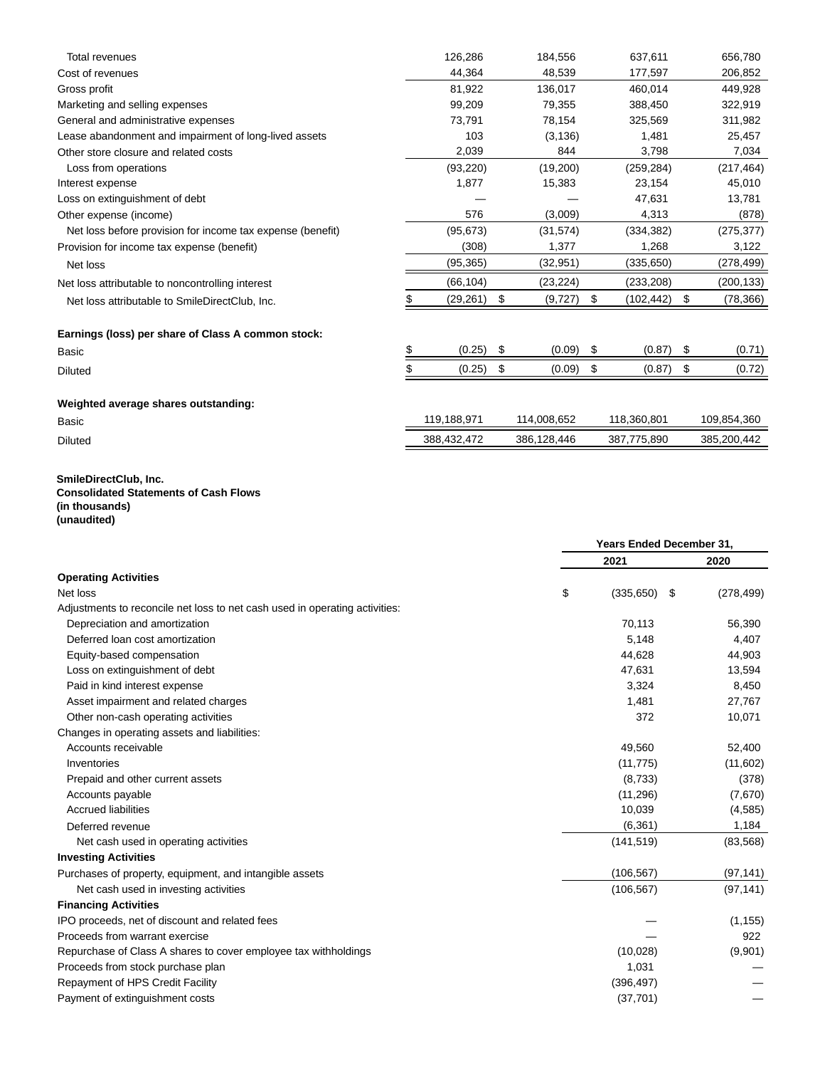| | | | | |
|---|---|---|---|---|
| Total revenues | 126,286 | 184,556 | 637,611 | 656,780 |
| Cost of revenues | 44,364 | 48,539 | 177,597 | 206,852 |
| Gross profit | 81,922 | 136,017 | 460,014 | 449,928 |
| Marketing and selling expenses | 99,209 | 79,355 | 388,450 | 322,919 |
| General and administrative expenses | 73,791 | 78,154 | 325,569 | 311,982 |
| Lease abandonment and impairment of long-lived assets | 103 | (3,136) | 1,481 | 25,457 |
| Other store closure and related costs | 2,039 | 844 | 3,798 | 7,034 |
| Loss from operations | (93,220) | (19,200) | (259,284) | (217,464) |
| Interest expense | 1,877 | 15,383 | 23,154 | 45,010 |
| Loss on extinguishment of debt | — | — | 47,631 | 13,781 |
| Other expense (income) | 576 | (3,009) | 4,313 | (878) |
| Net loss before provision for income tax expense (benefit) | (95,673) | (31,574) | (334,382) | (275,377) |
| Provision for income tax expense (benefit) | (308) | 1,377 | 1,268 | 3,122 |
| Net loss | (95,365) | (32,951) | (335,650) | (278,499) |
| Net loss attributable to noncontrolling interest | (66,104) | (23,224) | (233,208) | (200,133) |
| Net loss attributable to SmileDirectClub, Inc. | $ (29,261) | $ (9,727) | $ (102,442) | $ (78,366) |
| | | | | |
| **Earnings (loss) per share of Class A common stock:** | | | | |
| Basic | $ (0.25) | $ (0.09) | $ (0.87) | $ (0.71) |
| Diluted | $ (0.25) | $ (0.09) | $ (0.87) | $ (0.72) |
| | | | | |
| **Weighted average shares outstanding:** | | | | |
| Basic | 119,188,971 | 114,008,652 | 118,360,801 | 109,854,360 |
| Diluted | 388,432,472 | 386,128,446 | 387,775,890 | 385,200,442 |

**SmileDirectClub, Inc.**
**Consolidated Statements of Cash Flows**
**(in thousands)**
**(unaudited)**

| | Years Ended December 31, | |
|---|---|---|
| | **2021** | **2020** |
| **Operating Activities** | | |
| Net loss | $ (335,650) | $ (278,499) |
| Adjustments to reconcile net loss to net cash used in operating activities: | | |
| Depreciation and amortization | 70,113 | 56,390 |
| Deferred loan cost amortization | 5,148 | 4,407 |
| Equity-based compensation | 44,628 | 44,903 |
| Loss on extinguishment of debt | 47,631 | 13,594 |
| Paid in kind interest expense | 3,324 | 8,450 |
| Asset impairment and related charges | 1,481 | 27,767 |
| Other non-cash operating activities | 372 | 10,071 |
| Changes in operating assets and liabilities: | | |
| Accounts receivable | 49,560 | 52,400 |
| Inventories | (11,775) | (11,602) |
| Prepaid and other current assets | (8,733) | (378) |
| Accounts payable | (11,296) | (7,670) |
| Accrued liabilities | 10,039 | (4,585) |
| Deferred revenue | (6,361) | 1,184 |
| Net cash used in operating activities | (141,519) | (83,568) |
| **Investing Activities** | | |
| Purchases of property, equipment, and intangible assets | (106,567) | (97,141) |
| Net cash used in investing activities | (106,567) | (97,141) |
| **Financing Activities** | | |
| IPO proceeds, net of discount and related fees | — | (1,155) |
| Proceeds from warrant exercise | — | 922 |
| Repurchase of Class A shares to cover employee tax withholdings | (10,028) | (9,901) |
| Proceeds from stock purchase plan | 1,031 | — |
| Repayment of HPS Credit Facility | (396,497) | — |
| Payment of extinguishment costs | (37,701) | — |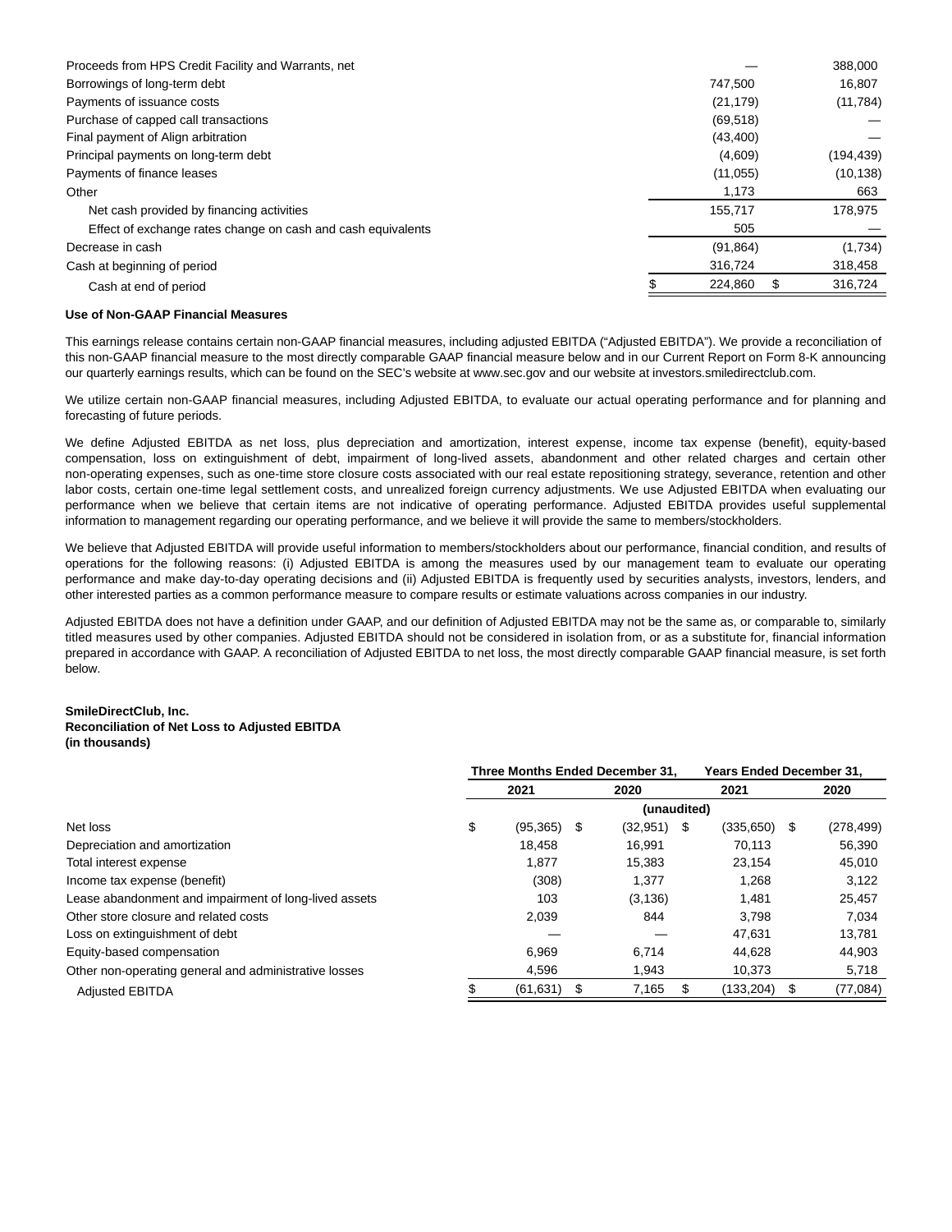| | | |
|---|---|---|
| Proceeds from HPS Credit Facility and Warrants, net | — | 388,000 |
| Borrowings of long-term debt | 747,500 | 16,807 |
| Payments of issuance costs | (21,179) | (11,784) |
| Purchase of capped call transactions | (69,518) | — |
| Final payment of Align arbitration | (43,400) | — |
| Principal payments on long-term debt | (4,609) | (194,439) |
| Payments of finance leases | (11,055) | (10,138) |
| Other | 1,173 | 663 |
| Net cash provided by financing activities | 155,717 | 178,975 |
| Effect of exchange rates change on cash and cash equivalents | 505 | — |
| Decrease in cash | (91,864) | (1,734) |
| Cash at beginning of period | 316,724 | 318,458 |
| Cash at end of period | $ 224,860 | $ 316,724 |

**Use of Non-GAAP Financial Measures**

This earnings release contains certain non-GAAP financial measures, including adjusted EBITDA ("Adjusted EBITDA"). We provide a reconciliation of this non-GAAP financial measure to the most directly comparable GAAP financial measure below and in our Current Report on Form 8-K announcing our quarterly earnings results, which can be found on the SEC's website at www.sec.gov and our website at investors.smiledirectclub.com.

We utilize certain non-GAAP financial measures, including Adjusted EBITDA, to evaluate our actual operating performance and for planning and forecasting of future periods.

We define Adjusted EBITDA as net loss, plus depreciation and amortization, interest expense, income tax expense (benefit), equity-based compensation, loss on extinguishment of debt, impairment of long-lived assets, abandonment and other related charges and certain other non-operating expenses, such as one-time store closure costs associated with our real estate repositioning strategy, severance, retention and other labor costs, certain one-time legal settlement costs, and unrealized foreign currency adjustments. We use Adjusted EBITDA when evaluating our performance when we believe that certain items are not indicative of operating performance. Adjusted EBITDA provides useful supplemental information to management regarding our operating performance, and we believe it will provide the same to members/stockholders.

We believe that Adjusted EBITDA will provide useful information to members/stockholders about our performance, financial condition, and results of operations for the following reasons: (i) Adjusted EBITDA is among the measures used by our management team to evaluate our operating performance and make day-to-day operating decisions and (ii) Adjusted EBITDA is frequently used by securities analysts, investors, lenders, and other interested parties as a common performance measure to compare results or estimate valuations across companies in our industry.

Adjusted EBITDA does not have a definition under GAAP, and our definition of Adjusted EBITDA may not be the same as, or comparable to, similarly titled measures used by other companies. Adjusted EBITDA should not be considered in isolation from, or as a substitute for, financial information prepared in accordance with GAAP. A reconciliation of Adjusted EBITDA to net loss, the most directly comparable GAAP financial measure, is set forth below.

**SmileDirectClub, Inc.**
**Reconciliation of Net Loss to Adjusted EBITDA**
**(in thousands)**

| | Three Months Ended December 31, | | Years Ended December 31, | |
|---|---|---|---|---|
| | 2021 | 2020 | 2021 | 2020 |
| | (unaudited) | | | |
| Net loss | $ (95,365) | $ (32,951) | $ (335,650) | $ (278,499) |
| Depreciation and amortization | 18,458 | 16,991 | 70,113 | 56,390 |
| Total interest expense | 1,877 | 15,383 | 23,154 | 45,010 |
| Income tax expense (benefit) | (308) | 1,377 | 1,268 | 3,122 |
| Lease abandonment and impairment of long-lived assets | 103 | (3,136) | 1,481 | 25,457 |
| Other store closure and related costs | 2,039 | 844 | 3,798 | 7,034 |
| Loss on extinguishment of debt | — | — | 47,631 | 13,781 |
| Equity-based compensation | 6,969 | 6,714 | 44,628 | 44,903 |
| Other non-operating general and administrative losses | 4,596 | 1,943 | 10,373 | 5,718 |
| Adjusted EBITDA | $ (61,631) | $ 7,165 | $ (133,204) | $ (77,084) |